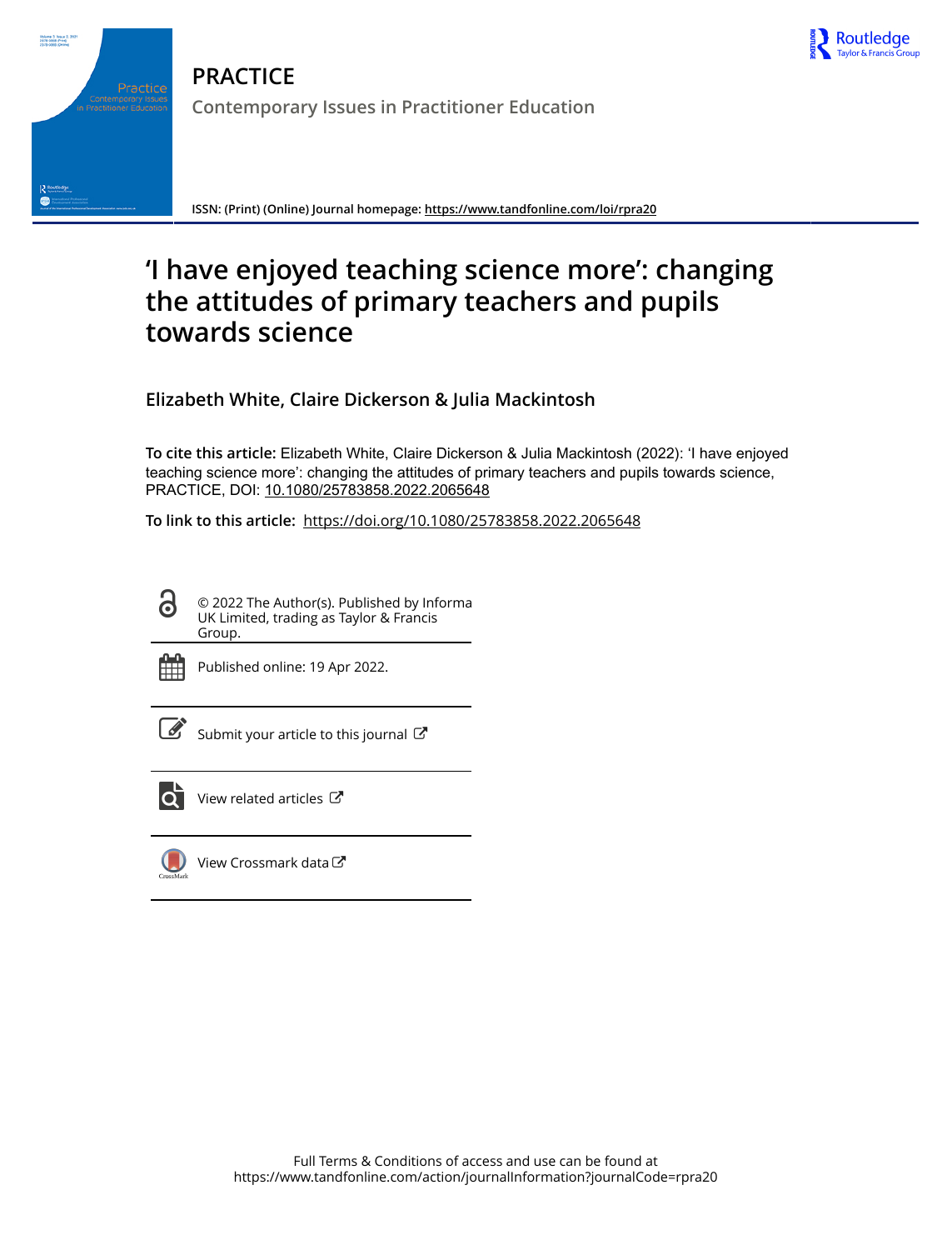# PRACTICE

Contemporary Issues in Practitioner Education

ISSN: (Print) (Online) Journal homepage: https://www.tandfonline.com/loi/rpra20

# 'I have enjoyed teaching science more': changing the attitudes of primary teachers and pupils towards science

**Elizabeth White, Claire Dickerson & Julia Mackintosh**

**To cite this article:** Elizabeth White, Claire Dickerson & Julia Mackintosh (2022): 'I have enjoyed teaching science more': changing the attitudes of primary teachers and pupils towards science, PRACTICE, DOI: 10.1080/25783858.2022.2065648

**To link to this article:** https://doi.org/10.1080/25783858.2022.2065648

© 2022 The Author(s). Published by Informa UK Limited, trading as Taylor & Francis Group.

Published online: 19 Apr 2022.

Submit your article to this journal

View related articles

View Crossmark data

Full Terms & Conditions of access and use can be found at https://www.tandfonline.com/action/journalInformation?journalCode=rpra20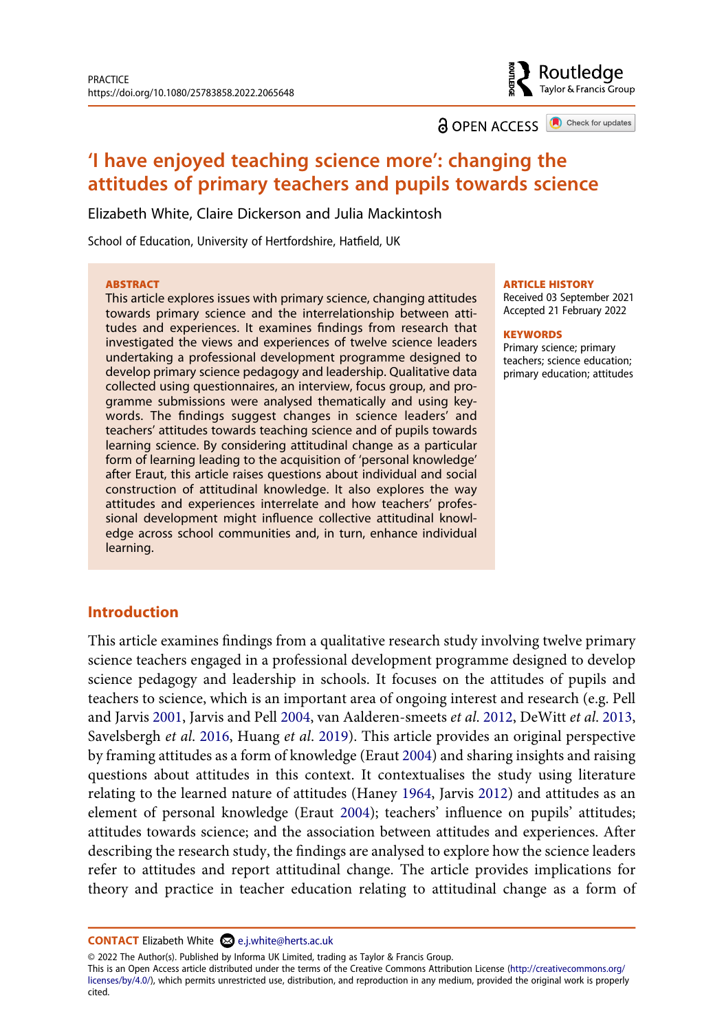PRACTICE
https://doi.org/10.1080/25783858.2022.2065648

OPEN ACCESS

# 'I have enjoyed teaching science more': changing the attitudes of primary teachers and pupils towards science

Elizabeth White, Claire Dickerson and Julia Mackintosh

School of Education, University of Hertfordshire, Hatfield, UK

**ABSTRACT**

This article explores issues with primary science, changing attitudes towards primary science and the interrelationship between attitudes and experiences. It examines findings from research that investigated the views and experiences of twelve science leaders undertaking a professional development programme designed to develop primary science pedagogy and leadership. Qualitative data collected using questionnaires, an interview, focus group, and programme submissions were analysed thematically and using keywords. The findings suggest changes in science leaders' and teachers' attitudes towards teaching science and of pupils towards learning science. By considering attitudinal change as a particular form of learning leading to the acquisition of 'personal knowledge' after Eraut, this article raises questions about individual and social construction of attitudinal knowledge. It also explores the way attitudes and experiences interrelate and how teachers' professional development might influence collective attitudinal knowledge across school communities and, in turn, enhance individual learning.

**ARTICLE HISTORY**
Received 03 September 2021
Accepted 21 February 2022

**KEYWORDS**
Primary science; primary teachers; science education; primary education; attitudes

## Introduction

This article examines findings from a qualitative research study involving twelve primary science teachers engaged in a professional development programme designed to develop science pedagogy and leadership in schools. It focuses on the attitudes of pupils and teachers to science, which is an important area of ongoing interest and research (e.g. Pell and Jarvis 2001, Jarvis and Pell 2004, van Aalderen-smeets *et al.* 2012, DeWitt *et al.* 2013, Savelsbergh *et al.* 2016, Huang *et al.* 2019). This article provides an original perspective by framing attitudes as a form of knowledge (Eraut 2004) and sharing insights and raising questions about attitudes in this context. It contextualises the study using literature relating to the learned nature of attitudes (Haney 1964, Jarvis 2012) and attitudes as an element of personal knowledge (Eraut 2004); teachers' influence on pupils' attitudes; attitudes towards science; and the association between attitudes and experiences. After describing the research study, the findings are analysed to explore how the science leaders refer to attitudes and report attitudinal change. The article provides implications for theory and practice in teacher education relating to attitudinal change as a form of

**CONTACT** Elizabeth White e.j.white@herts.ac.uk

© 2022 The Author(s). Published by Informa UK Limited, trading as Taylor & Francis Group.
This is an Open Access article distributed under the terms of the Creative Commons Attribution License (http://creativecommons.org/licenses/by/4.0/), which permits unrestricted use, distribution, and reproduction in any medium, provided the original work is properly cited.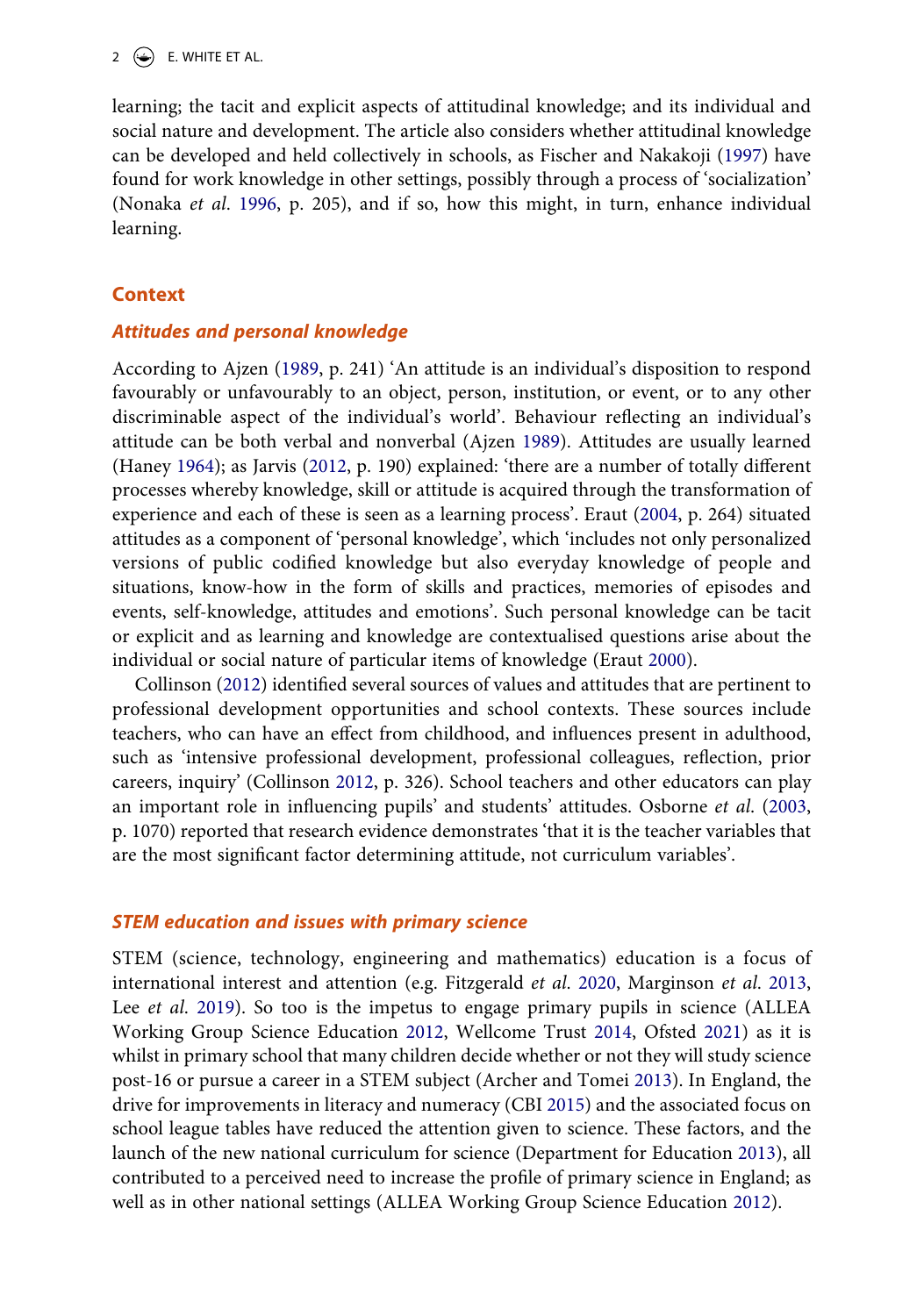learning; the tacit and explicit aspects of attitudinal knowledge; and its individual and social nature and development. The article also considers whether attitudinal knowledge can be developed and held collectively in schools, as Fischer and Nakakoji (1997) have found for work knowledge in other settings, possibly through a process of 'socialization' (Nonaka *et al*. 1996, p. 205), and if so, how this might, in turn, enhance individual learning.

## Context

### Attitudes and personal knowledge

According to Ajzen (1989, p. 241) 'An attitude is an individual's disposition to respond favourably or unfavourably to an object, person, institution, or event, or to any other discriminable aspect of the individual's world'. Behaviour reflecting an individual's attitude can be both verbal and nonverbal (Ajzen 1989). Attitudes are usually learned (Haney 1964); as Jarvis (2012, p. 190) explained: 'there are a number of totally different processes whereby knowledge, skill or attitude is acquired through the transformation of experience and each of these is seen as a learning process'. Eraut (2004, p. 264) situated attitudes as a component of 'personal knowledge', which 'includes not only personalized versions of public codified knowledge but also everyday knowledge of people and situations, know-how in the form of skills and practices, memories of episodes and events, self-knowledge, attitudes and emotions'. Such personal knowledge can be tacit or explicit and as learning and knowledge are contextualised questions arise about the individual or social nature of particular items of knowledge (Eraut 2000).

Collinson (2012) identified several sources of values and attitudes that are pertinent to professional development opportunities and school contexts. These sources include teachers, who can have an effect from childhood, and influences present in adulthood, such as 'intensive professional development, professional colleagues, reflection, prior careers, inquiry' (Collinson 2012, p. 326). School teachers and other educators can play an important role in influencing pupils' and students' attitudes. Osborne *et al*. (2003, p. 1070) reported that research evidence demonstrates 'that it is the teacher variables that are the most significant factor determining attitude, not curriculum variables'.

### STEM education and issues with primary science

STEM (science, technology, engineering and mathematics) education is a focus of international interest and attention (e.g. Fitzgerald *et al*. 2020, Marginson *et al*. 2013, Lee *et al*. 2019). So too is the impetus to engage primary pupils in science (ALLEA Working Group Science Education 2012, Wellcome Trust 2014, Ofsted 2021) as it is whilst in primary school that many children decide whether or not they will study science post-16 or pursue a career in a STEM subject (Archer and Tomei 2013). In England, the drive for improvements in literacy and numeracy (CBI 2015) and the associated focus on school league tables have reduced the attention given to science. These factors, and the launch of the new national curriculum for science (Department for Education 2013), all contributed to a perceived need to increase the profile of primary science in England; as well as in other national settings (ALLEA Working Group Science Education 2012).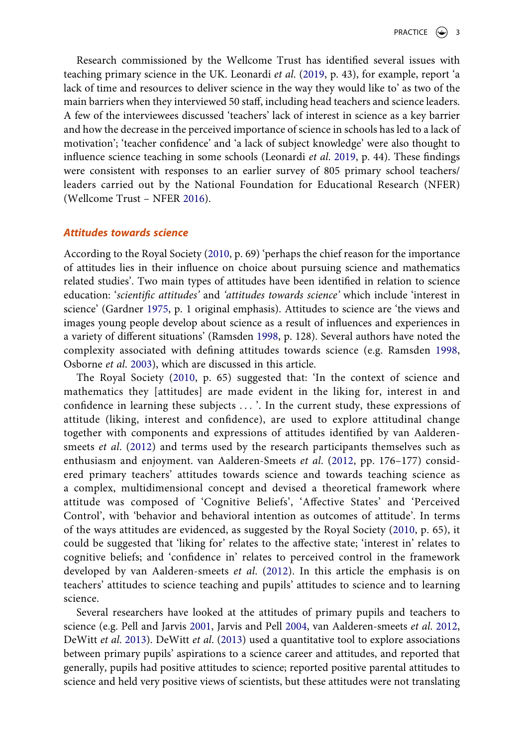Research commissioned by the Wellcome Trust has identified several issues with teaching primary science in the UK. Leonardi *et al.* (2019, p. 43), for example, report 'a lack of time and resources to deliver science in the way they would like to' as two of the main barriers when they interviewed 50 staff, including head teachers and science leaders. A few of the interviewees discussed 'teachers' lack of interest in science as a key barrier and how the decrease in the perceived importance of science in schools has led to a lack of motivation'; 'teacher confidence' and 'a lack of subject knowledge' were also thought to influence science teaching in some schools (Leonardi *et al.* 2019, p. 44). These findings were consistent with responses to an earlier survey of 805 primary school teachers/leaders carried out by the National Foundation for Educational Research (NFER) (Wellcome Trust – NFER 2016).

## *Attitudes towards science*

According to the Royal Society (2010, p. 69) 'perhaps the chief reason for the importance of attitudes lies in their influence on choice about pursuing science and mathematics related studies'. Two main types of attitudes have been identified in relation to science education: '*scientific attitudes*' and *'attitudes towards science'* which include 'interest in science' (Gardner 1975, p. 1 original emphasis). Attitudes to science are 'the views and images young people develop about science as a result of influences and experiences in a variety of different situations' (Ramsden 1998, p. 128). Several authors have noted the complexity associated with defining attitudes towards science (e.g. Ramsden 1998, Osborne *et al.* 2003), which are discussed in this article.

The Royal Society (2010, p. 65) suggested that: 'In the context of science and mathematics they [attitudes] are made evident in the liking for, interest in and confidence in learning these subjects . . . '. In the current study, these expressions of attitude (liking, interest and confidence), are used to explore attitudinal change together with components and expressions of attitudes identified by van Aalderen-smeets *et al.* (2012) and terms used by the research participants themselves such as enthusiasm and enjoyment. van Aalderen-Smeets *et al.* (2012, pp. 176–177) considered primary teachers' attitudes towards science and towards teaching science as a complex, multidimensional concept and devised a theoretical framework where attitude was composed of 'Cognitive Beliefs', 'Affective States' and 'Perceived Control', with 'behavior and behavioral intention as outcomes of attitude'. In terms of the ways attitudes are evidenced, as suggested by the Royal Society (2010, p. 65), it could be suggested that 'liking for' relates to the affective state; 'interest in' relates to cognitive beliefs; and 'confidence in' relates to perceived control in the framework developed by van Aalderen-smeets *et al.* (2012). In this article the emphasis is on teachers' attitudes to science teaching and pupils' attitudes to science and to learning science.

Several researchers have looked at the attitudes of primary pupils and teachers to science (e.g. Pell and Jarvis 2001, Jarvis and Pell 2004, van Aalderen-smeets *et al.* 2012, DeWitt *et al.* 2013). DeWitt *et al.* (2013) used a quantitative tool to explore associations between primary pupils' aspirations to a science career and attitudes, and reported that generally, pupils had positive attitudes to science; reported positive parental attitudes to science and held very positive views of scientists, but these attitudes were not translating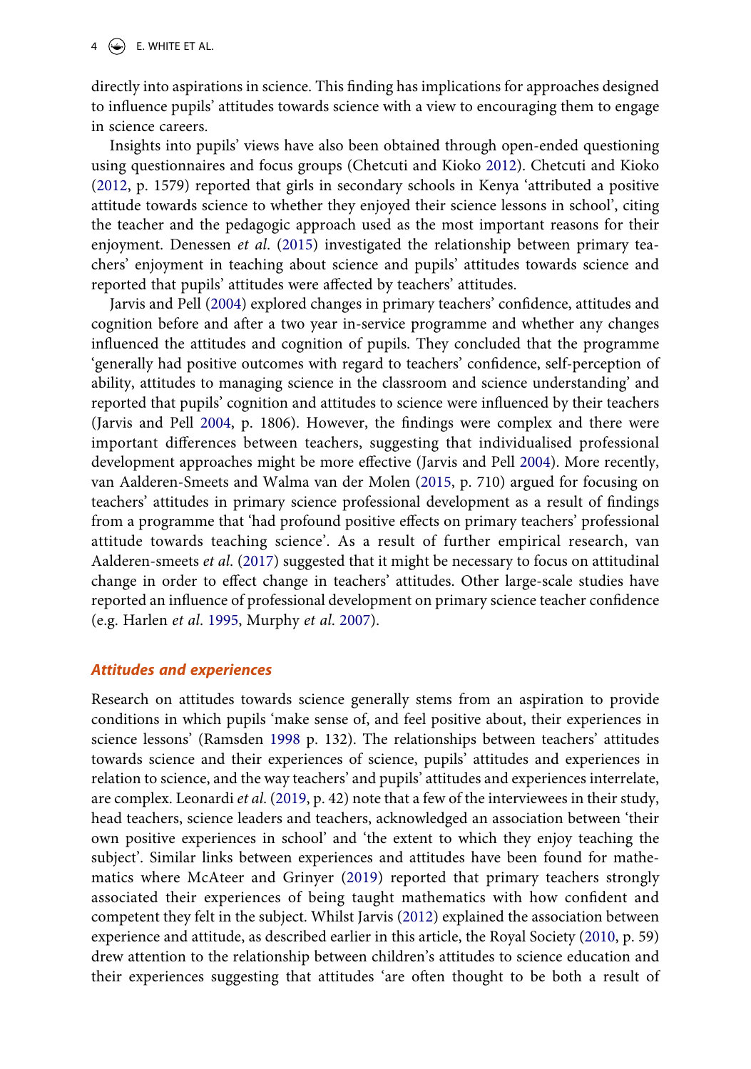directly into aspirations in science. This finding has implications for approaches designed to influence pupils' attitudes towards science with a view to encouraging them to engage in science careers.

Insights into pupils' views have also been obtained through open-ended questioning using questionnaires and focus groups (Chetcuti and Kioko 2012). Chetcuti and Kioko (2012, p. 1579) reported that girls in secondary schools in Kenya 'attributed a positive attitude towards science to whether they enjoyed their science lessons in school', citing the teacher and the pedagogic approach used as the most important reasons for their enjoyment. Denessen *et al*. (2015) investigated the relationship between primary teachers' enjoyment in teaching about science and pupils' attitudes towards science and reported that pupils' attitudes were affected by teachers' attitudes.

Jarvis and Pell (2004) explored changes in primary teachers' confidence, attitudes and cognition before and after a two year in-service programme and whether any changes influenced the attitudes and cognition of pupils. They concluded that the programme 'generally had positive outcomes with regard to teachers' confidence, self-perception of ability, attitudes to managing science in the classroom and science understanding' and reported that pupils' cognition and attitudes to science were influenced by their teachers (Jarvis and Pell 2004, p. 1806). However, the findings were complex and there were important differences between teachers, suggesting that individualised professional development approaches might be more effective (Jarvis and Pell 2004). More recently, van Aalderen-Smeets and Walma van der Molen (2015, p. 710) argued for focusing on teachers' attitudes in primary science professional development as a result of findings from a programme that 'had profound positive effects on primary teachers' professional attitude towards teaching science'. As a result of further empirical research, van Aalderen-smeets *et al*. (2017) suggested that it might be necessary to focus on attitudinal change in order to effect change in teachers' attitudes. Other large-scale studies have reported an influence of professional development on primary science teacher confidence (e.g. Harlen *et al*. 1995, Murphy *et al*. 2007).

## Attitudes and experiences

Research on attitudes towards science generally stems from an aspiration to provide conditions in which pupils 'make sense of, and feel positive about, their experiences in science lessons' (Ramsden 1998 p. 132). The relationships between teachers' attitudes towards science and their experiences of science, pupils' attitudes and experiences in relation to science, and the way teachers' and pupils' attitudes and experiences interrelate, are complex. Leonardi *et al*. (2019, p. 42) note that a few of the interviewees in their study, head teachers, science leaders and teachers, acknowledged an association between 'their own positive experiences in school' and 'the extent to which they enjoy teaching the subject'. Similar links between experiences and attitudes have been found for mathematics where McAteer and Grinyer (2019) reported that primary teachers strongly associated their experiences of being taught mathematics with how confident and competent they felt in the subject. Whilst Jarvis (2012) explained the association between experience and attitude, as described earlier in this article, the Royal Society (2010, p. 59) drew attention to the relationship between children's attitudes to science education and their experiences suggesting that attitudes 'are often thought to be both a result of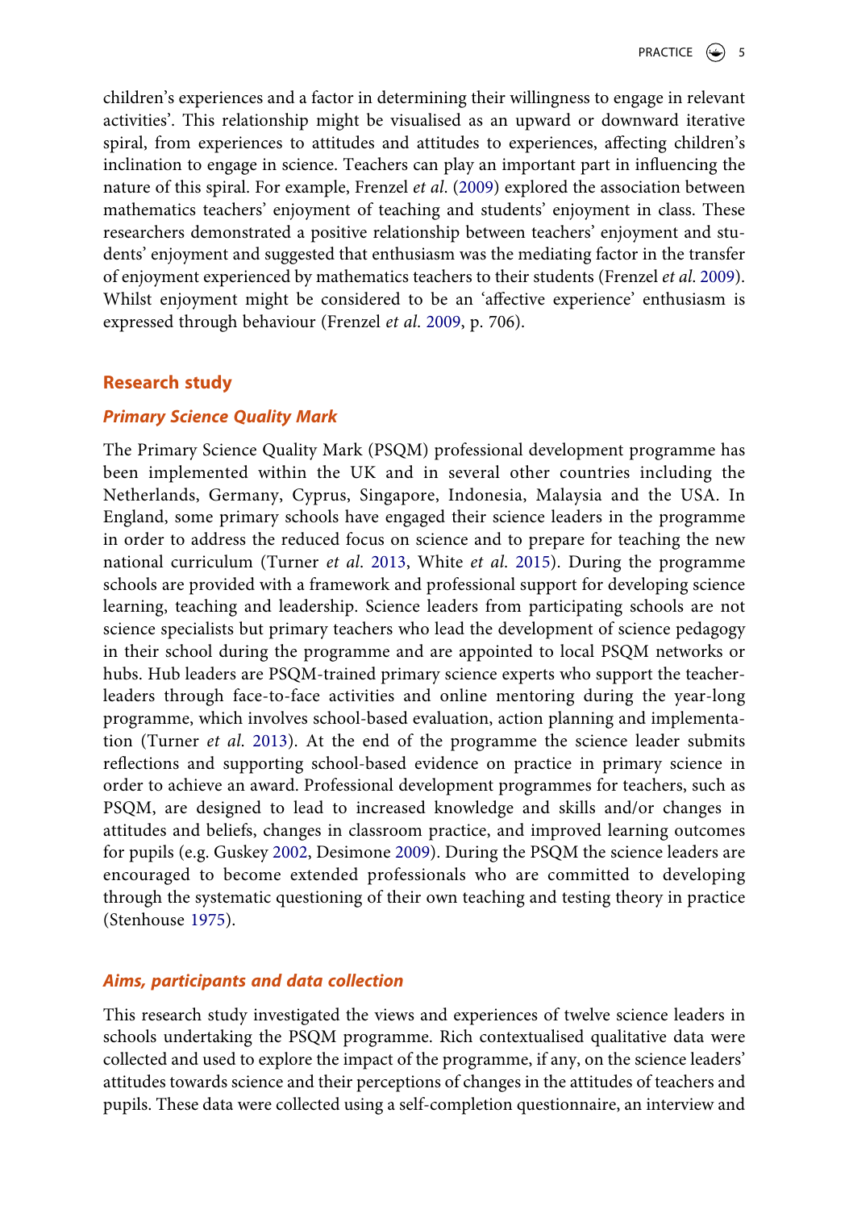children's experiences and a factor in determining their willingness to engage in relevant activities'. This relationship might be visualised as an upward or downward iterative spiral, from experiences to attitudes and attitudes to experiences, affecting children's inclination to engage in science. Teachers can play an important part in influencing the nature of this spiral. For example, Frenzel *et al.* (2009) explored the association between mathematics teachers' enjoyment of teaching and students' enjoyment in class. These researchers demonstrated a positive relationship between teachers' enjoyment and students' enjoyment and suggested that enthusiasm was the mediating factor in the transfer of enjoyment experienced by mathematics teachers to their students (Frenzel *et al.* 2009). Whilst enjoyment might be considered to be an 'affective experience' enthusiasm is expressed through behaviour (Frenzel *et al.* 2009, p. 706).

## Research study

### *Primary Science Quality Mark*

The Primary Science Quality Mark (PSQM) professional development programme has been implemented within the UK and in several other countries including the Netherlands, Germany, Cyprus, Singapore, Indonesia, Malaysia and the USA. In England, some primary schools have engaged their science leaders in the programme in order to address the reduced focus on science and to prepare for teaching the new national curriculum (Turner *et al.* 2013, White *et al.* 2015). During the programme schools are provided with a framework and professional support for developing science learning, teaching and leadership. Science leaders from participating schools are not science specialists but primary teachers who lead the development of science pedagogy in their school during the programme and are appointed to local PSQM networks or hubs. Hub leaders are PSQM-trained primary science experts who support the teacher-leaders through face-to-face activities and online mentoring during the year-long programme, which involves school-based evaluation, action planning and implementation (Turner *et al.* 2013). At the end of the programme the science leader submits reflections and supporting school-based evidence on practice in primary science in order to achieve an award. Professional development programmes for teachers, such as PSQM, are designed to lead to increased knowledge and skills and/or changes in attitudes and beliefs, changes in classroom practice, and improved learning outcomes for pupils (e.g. Guskey 2002, Desimone 2009). During the PSQM the science leaders are encouraged to become extended professionals who are committed to developing through the systematic questioning of their own teaching and testing theory in practice (Stenhouse 1975).

### *Aims, participants and data collection*

This research study investigated the views and experiences of twelve science leaders in schools undertaking the PSQM programme. Rich contextualised qualitative data were collected and used to explore the impact of the programme, if any, on the science leaders' attitudes towards science and their perceptions of changes in the attitudes of teachers and pupils. These data were collected using a self-completion questionnaire, an interview and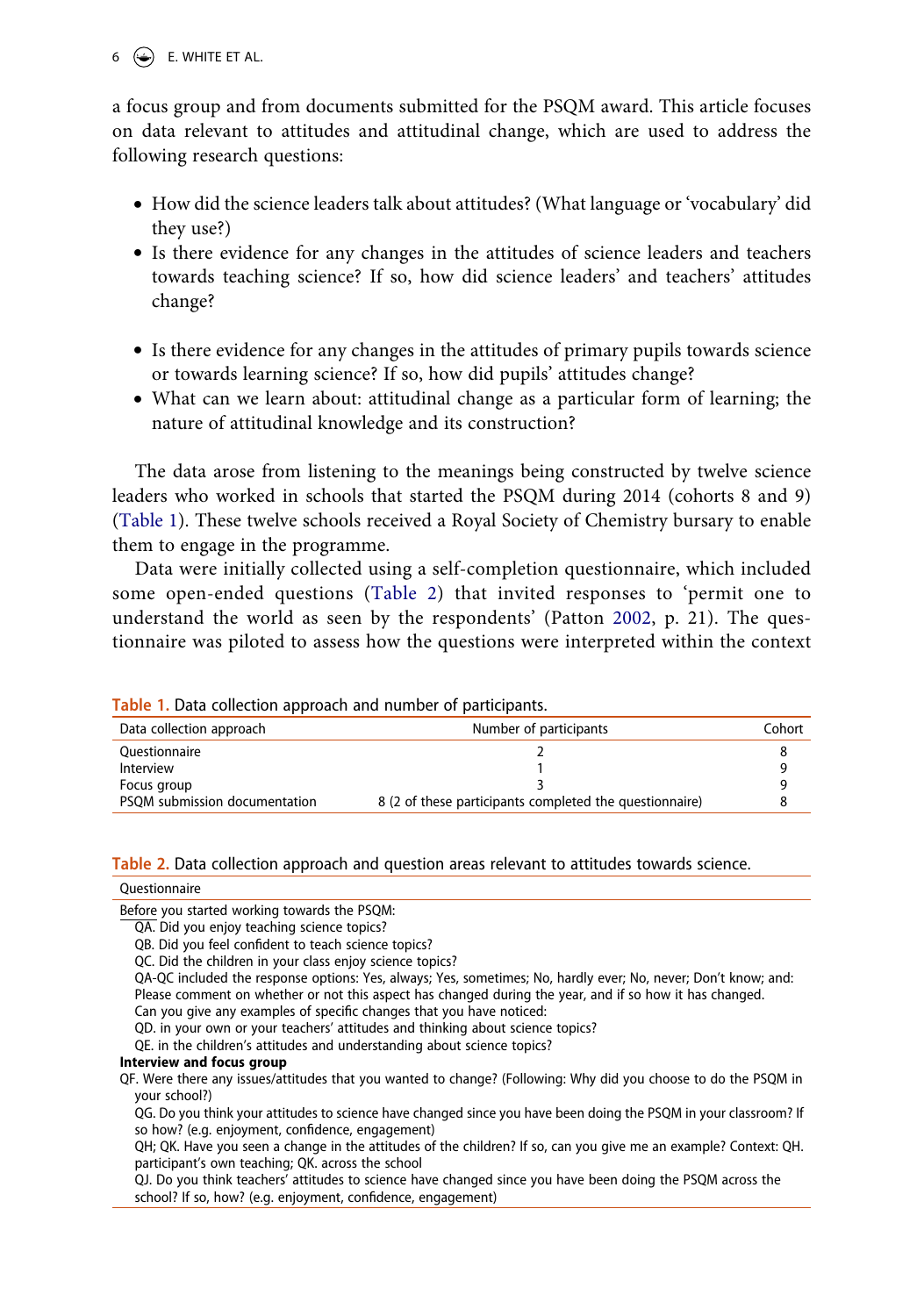a focus group and from documents submitted for the PSQM award. This article focuses on data relevant to attitudes and attitudinal change, which are used to address the following research questions:

- How did the science leaders talk about attitudes? (What language or 'vocabulary' did they use?)
- Is there evidence for any changes in the attitudes of science leaders and teachers towards teaching science? If so, how did science leaders' and teachers' attitudes change?
- Is there evidence for any changes in the attitudes of primary pupils towards science or towards learning science? If so, how did pupils' attitudes change?
- What can we learn about: attitudinal change as a particular form of learning; the nature of attitudinal knowledge and its construction?

The data arose from listening to the meanings being constructed by twelve science leaders who worked in schools that started the PSQM during 2014 (cohorts 8 and 9) (Table 1). These twelve schools received a Royal Society of Chemistry bursary to enable them to engage in the programme.

Data were initially collected using a self-completion questionnaire, which included some open-ended questions (Table 2) that invited responses to 'permit one to understand the world as seen by the respondents' (Patton 2002, p. 21). The questionnaire was piloted to assess how the questions were interpreted within the context

**Table 1.** Data collection approach and number of participants.

| Data collection approach | Number of participants | Cohort |
|---|---|---|
| Questionnaire | 2 | 8 |
| Interview | 1 | 9 |
| Focus group | 3 | 9 |
| PSQM submission documentation | 8 (2 of these participants completed the questionnaire) | 8 |

**Table 2.** Data collection approach and question areas relevant to attitudes towards science.

| Questionnaire |
|---|
| Before you started working towards the PSQM: |
| QA. Did you enjoy teaching science topics? |
| QB. Did you feel confident to teach science topics? |
| QC. Did the children in your class enjoy science topics? |
| QA-QC included the response options: Yes, always; Yes, sometimes; No, hardly ever; No, never; Don't know; and: Please comment on whether or not this aspect has changed during the year, and if so how it has changed. |
| Can you give any examples of specific changes that you have noticed: |
| QD. in your own or your teachers' attitudes and thinking about science topics? |
| QE. in the children's attitudes and understanding about science topics? |
| **Interview and focus group** |
| QF. Were there any issues/attitudes that you wanted to change? (Following: Why did you choose to do the PSQM in your school?) |
| QG. Do you think your attitudes to science have changed since you have been doing the PSQM in your classroom? If so how? (e.g. enjoyment, confidence, engagement) |
| QH; QK. Have you seen a change in the attitudes of the children? If so, can you give me an example? Context: QH. participant's own teaching; QK. across the school |
| QJ. Do you think teachers' attitudes to science have changed since you have been doing the PSQM across the school? If so, how? (e.g. enjoyment, confidence, engagement) |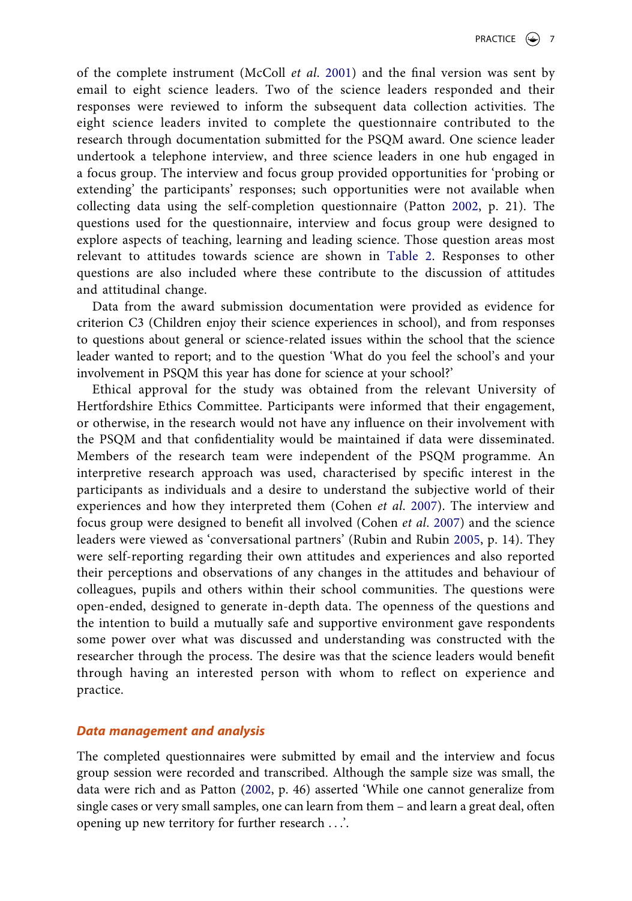of the complete instrument (McColl *et al.* 2001) and the final version was sent by email to eight science leaders. Two of the science leaders responded and their responses were reviewed to inform the subsequent data collection activities. The eight science leaders invited to complete the questionnaire contributed to the research through documentation submitted for the PSQM award. One science leader undertook a telephone interview, and three science leaders in one hub engaged in a focus group. The interview and focus group provided opportunities for 'probing or extending' the participants' responses; such opportunities were not available when collecting data using the self-completion questionnaire (Patton 2002, p. 21). The questions used for the questionnaire, interview and focus group were designed to explore aspects of teaching, learning and leading science. Those question areas most relevant to attitudes towards science are shown in Table 2. Responses to other questions are also included where these contribute to the discussion of attitudes and attitudinal change.

Data from the award submission documentation were provided as evidence for criterion C3 (Children enjoy their science experiences in school), and from responses to questions about general or science-related issues within the school that the science leader wanted to report; and to the question 'What do you feel the school's and your involvement in PSQM this year has done for science at your school?'

Ethical approval for the study was obtained from the relevant University of Hertfordshire Ethics Committee. Participants were informed that their engagement, or otherwise, in the research would not have any influence on their involvement with the PSQM and that confidentiality would be maintained if data were disseminated. Members of the research team were independent of the PSQM programme. An interpretive research approach was used, characterised by specific interest in the participants as individuals and a desire to understand the subjective world of their experiences and how they interpreted them (Cohen *et al.* 2007). The interview and focus group were designed to benefit all involved (Cohen *et al.* 2007) and the science leaders were viewed as 'conversational partners' (Rubin and Rubin 2005, p. 14). They were self-reporting regarding their own attitudes and experiences and also reported their perceptions and observations of any changes in the attitudes and behaviour of colleagues, pupils and others within their school communities. The questions were open-ended, designed to generate in-depth data. The openness of the questions and the intention to build a mutually safe and supportive environment gave respondents some power over what was discussed and understanding was constructed with the researcher through the process. The desire was that the science leaders would benefit through having an interested person with whom to reflect on experience and practice.

## Data management and analysis

The completed questionnaires were submitted by email and the interview and focus group session were recorded and transcribed. Although the sample size was small, the data were rich and as Patton (2002, p. 46) asserted 'While one cannot generalize from single cases or very small samples, one can learn from them – and learn a great deal, often opening up new territory for further research . . .'.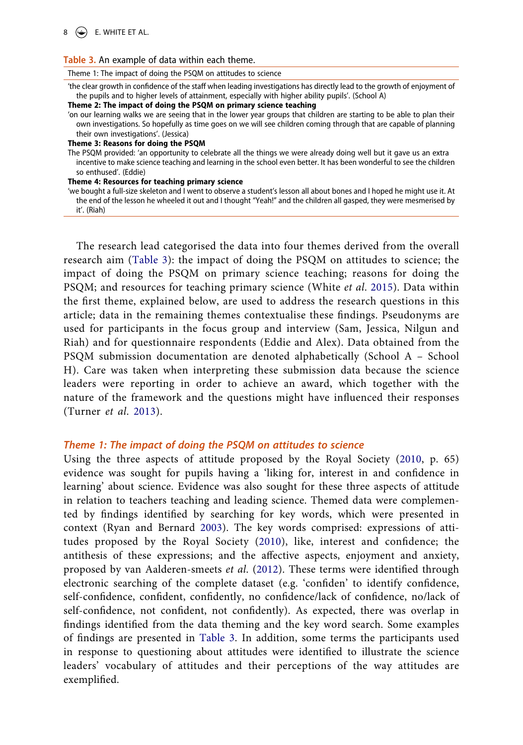Table 3. An example of data within each theme.

| Theme 1: The impact of doing the PSQM on attitudes to science |
|---|
| 'the clear growth in confidence of the staff when leading investigations has directly lead to the growth of enjoyment of the pupils and to higher levels of attainment, especially with higher ability pupils'. (School A) |
| **Theme 2: The impact of doing the PSQM on primary science teaching** |
| 'on our learning walks we are seeing that in the lower year groups that children are starting to be able to plan their own investigations. So hopefully as time goes on we will see children coming through that are capable of planning their own investigations'. (Jessica) |
| **Theme 3: Reasons for doing the PSQM** |
| The PSQM provided: 'an opportunity to celebrate all the things we were already doing well but it gave us an extra incentive to make science teaching and learning in the school even better. It has been wonderful to see the children so enthused'. (Eddie) |
| **Theme 4: Resources for teaching primary science** |
| 'we bought a full-size skeleton and I went to observe a student's lesson all about bones and I hoped he might use it. At the end of the lesson he wheeled it out and I thought "Yeah!" and the children all gasped, they were mesmerised by it'. (Riah) |

The research lead categorised the data into four themes derived from the overall research aim (Table 3): the impact of doing the PSQM on attitudes to science; the impact of doing the PSQM on primary science teaching; reasons for doing the PSQM; and resources for teaching primary science (White *et al.* 2015). Data within the first theme, explained below, are used to address the research questions in this article; data in the remaining themes contextualise these findings. Pseudonyms are used for participants in the focus group and interview (Sam, Jessica, Nilgun and Riah) and for questionnaire respondents (Eddie and Alex). Data obtained from the PSQM submission documentation are denoted alphabetically (School A – School H). Care was taken when interpreting these submission data because the science leaders were reporting in order to achieve an award, which together with the nature of the framework and the questions might have influenced their responses (Turner *et al.* 2013).

### *Theme 1: The impact of doing the PSQM on attitudes to science*

Using the three aspects of attitude proposed by the Royal Society (2010, p. 65) evidence was sought for pupils having a 'liking for, interest in and confidence in learning' about science. Evidence was also sought for these three aspects of attitude in relation to teachers teaching and leading science. Themed data were complemented by findings identified by searching for key words, which were presented in context (Ryan and Bernard 2003). The key words comprised: expressions of attitudes proposed by the Royal Society (2010), like, interest and confidence; the antithesis of these expressions; and the affective aspects, enjoyment and anxiety, proposed by van Aalderen-smeets *et al.* (2012). These terms were identified through electronic searching of the complete dataset (e.g. 'confiden' to identify confidence, self-confidence, confident, confidently, no confidence/lack of confidence, no/lack of self-confidence, not confident, not confidently). As expected, there was overlap in findings identified from the data theming and the key word search. Some examples of findings are presented in Table 3. In addition, some terms the participants used in response to questioning about attitudes were identified to illustrate the science leaders' vocabulary of attitudes and their perceptions of the way attitudes are exemplified.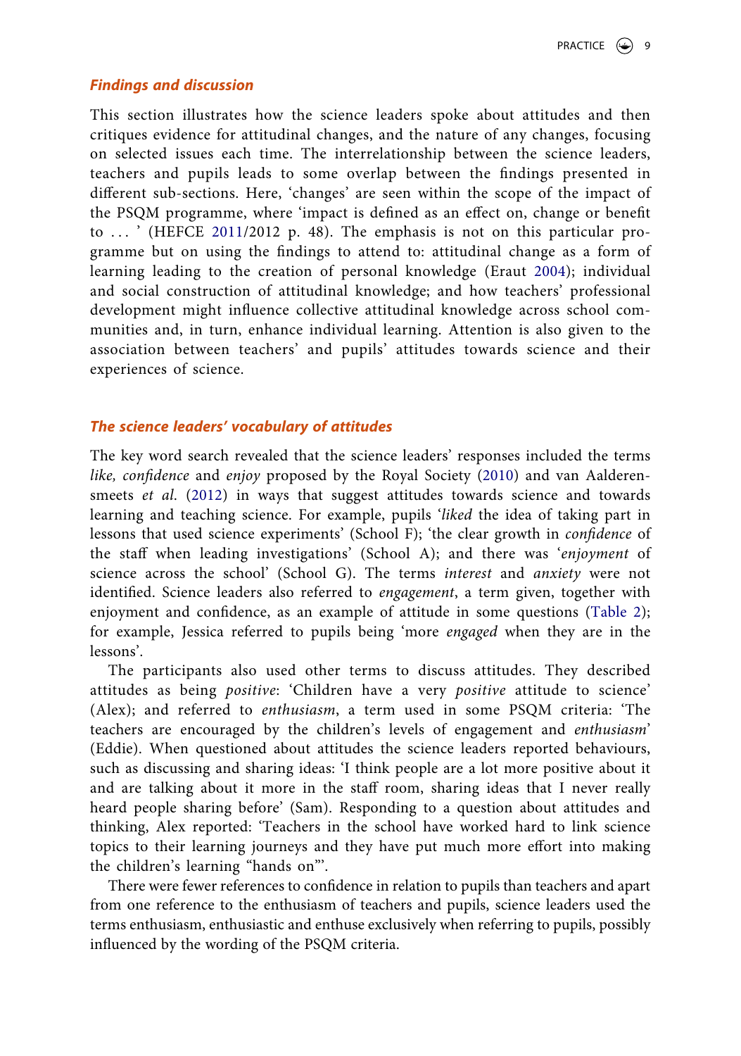### *Findings and discussion*

This section illustrates how the science leaders spoke about attitudes and then critiques evidence for attitudinal changes, and the nature of any changes, focusing on selected issues each time. The interrelationship between the science leaders, teachers and pupils leads to some overlap between the findings presented in different sub-sections. Here, 'changes' are seen within the scope of the impact of the PSQM programme, where 'impact is defined as an effect on, change or benefit to ... ' (HEFCE 2011/2012 p. 48). The emphasis is not on this particular programme but on using the findings to attend to: attitudinal change as a form of learning leading to the creation of personal knowledge (Eraut 2004); individual and social construction of attitudinal knowledge; and how teachers' professional development might influence collective attitudinal knowledge across school communities and, in turn, enhance individual learning. Attention is also given to the association between teachers' and pupils' attitudes towards science and their experiences of science.

### *The science leaders' vocabulary of attitudes*

The key word search revealed that the science leaders' responses included the terms *like, confidence* and *enjoy* proposed by the Royal Society (2010) and van Aalderen-smeets *et al.* (2012) in ways that suggest attitudes towards science and towards learning and teaching science. For example, pupils '*liked* the idea of taking part in lessons that used science experiments' (School F); 'the clear growth in *confidence* of the staff when leading investigations' (School A); and there was '*enjoyment* of science across the school' (School G). The terms *interest* and *anxiety* were not identified. Science leaders also referred to *engagement*, a term given, together with enjoyment and confidence, as an example of attitude in some questions (Table 2); for example, Jessica referred to pupils being 'more *engaged* when they are in the lessons'.

The participants also used other terms to discuss attitudes. They described attitudes as being *positive*: 'Children have a very *positive* attitude to science' (Alex); and referred to *enthusiasm*, a term used in some PSQM criteria: 'The teachers are encouraged by the children's levels of engagement and *enthusiasm*' (Eddie). When questioned about attitudes the science leaders reported behaviours, such as discussing and sharing ideas: 'I think people are a lot more positive about it and are talking about it more in the staff room, sharing ideas that I never really heard people sharing before' (Sam). Responding to a question about attitudes and thinking, Alex reported: 'Teachers in the school have worked hard to link science topics to their learning journeys and they have put much more effort into making the children's learning "hands on"'.

There were fewer references to confidence in relation to pupils than teachers and apart from one reference to the enthusiasm of teachers and pupils, science leaders used the terms enthusiasm, enthusiastic and enthuse exclusively when referring to pupils, possibly influenced by the wording of the PSQM criteria.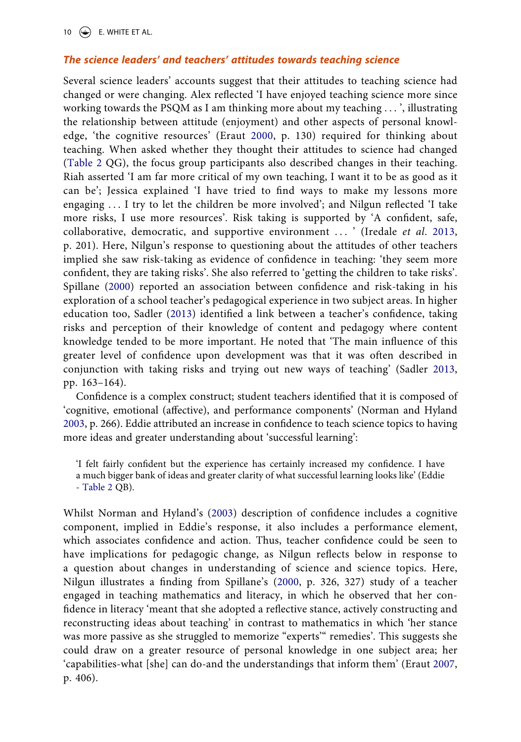### *The science leaders' and teachers' attitudes towards teaching science*

Several science leaders' accounts suggest that their attitudes to teaching science had changed or were changing. Alex reflected 'I have enjoyed teaching science more since working towards the PSQM as I am thinking more about my teaching . . . ', illustrating the relationship between attitude (enjoyment) and other aspects of personal knowledge, 'the cognitive resources' (Eraut 2000, p. 130) required for thinking about teaching. When asked whether they thought their attitudes to science had changed (Table 2 QG), the focus group participants also described changes in their teaching. Riah asserted 'I am far more critical of my own teaching, I want it to be as good as it can be'; Jessica explained 'I have tried to find ways to make my lessons more engaging . . . I try to let the children be more involved'; and Nilgun reflected 'I take more risks, I use more resources'. Risk taking is supported by 'A confident, safe, collaborative, democratic, and supportive environment . . . ' (Iredale *et al.* 2013, p. 201). Here, Nilgun's response to questioning about the attitudes of other teachers implied she saw risk-taking as evidence of confidence in teaching: 'they seem more confident, they are taking risks'. She also referred to 'getting the children to take risks'. Spillane (2000) reported an association between confidence and risk-taking in his exploration of a school teacher's pedagogical experience in two subject areas. In higher education too, Sadler (2013) identified a link between a teacher's confidence, taking risks and perception of their knowledge of content and pedagogy where content knowledge tended to be more important. He noted that 'The main influence of this greater level of confidence upon development was that it was often described in conjunction with taking risks and trying out new ways of teaching' (Sadler 2013, pp. 163–164).

Confidence is a complex construct; student teachers identified that it is composed of 'cognitive, emotional (affective), and performance components' (Norman and Hyland 2003, p. 266). Eddie attributed an increase in confidence to teach science topics to having more ideas and greater understanding about 'successful learning':

> 'I felt fairly confident but the experience has certainly increased my confidence. I have a much bigger bank of ideas and greater clarity of what successful learning looks like' (Eddie - Table 2 QB).

Whilst Norman and Hyland's (2003) description of confidence includes a cognitive component, implied in Eddie's response, it also includes a performance element, which associates confidence and action. Thus, teacher confidence could be seen to have implications for pedagogic change, as Nilgun reflects below in response to a question about changes in understanding of science and science topics. Here, Nilgun illustrates a finding from Spillane's (2000, p. 326, 327) study of a teacher engaged in teaching mathematics and literacy, in which he observed that her confidence in literacy 'meant that she adopted a reflective stance, actively constructing and reconstructing ideas about teaching' in contrast to mathematics in which 'her stance was more passive as she struggled to memorize "experts'" remedies'. This suggests she could draw on a greater resource of personal knowledge in one subject area; her 'capabilities-what [she] can do-and the understandings that inform them' (Eraut 2007, p. 406).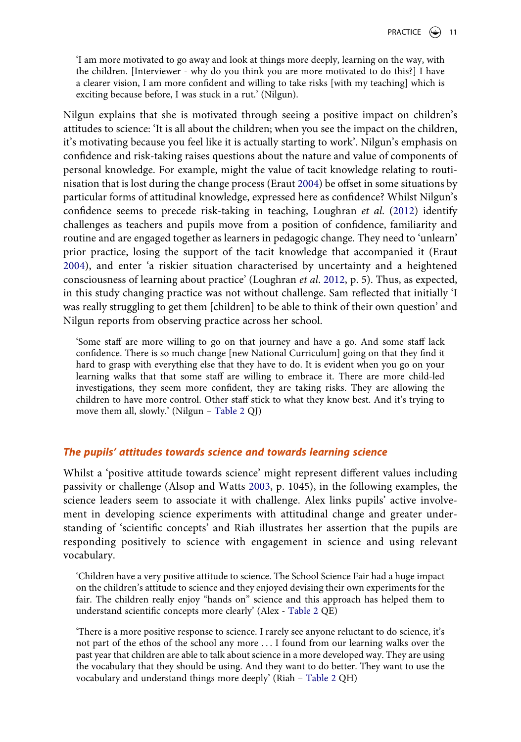> 'I am more motivated to go away and look at things more deeply, learning on the way, with the children. [Interviewer - why do you think you are more motivated to do this?] I have a clearer vision, I am more confident and willing to take risks [with my teaching] which is exciting because before, I was stuck in a rut.' (Nilgun).

Nilgun explains that she is motivated through seeing a positive impact on children's attitudes to science: 'It is all about the children; when you see the impact on the children, it's motivating because you feel like it is actually starting to work'. Nilgun's emphasis on confidence and risk-taking raises questions about the nature and value of components of personal knowledge. For example, might the value of tacit knowledge relating to routinisation that is lost during the change process (Eraut 2004) be offset in some situations by particular forms of attitudinal knowledge, expressed here as confidence? Whilst Nilgun's confidence seems to precede risk-taking in teaching, Loughran *et al.* (2012) identify challenges as teachers and pupils move from a position of confidence, familiarity and routine and are engaged together as learners in pedagogic change. They need to 'unlearn' prior practice, losing the support of the tacit knowledge that accompanied it (Eraut 2004), and enter 'a riskier situation characterised by uncertainty and a heightened consciousness of learning about practice' (Loughran *et al.* 2012, p. 5). Thus, as expected, in this study changing practice was not without challenge. Sam reflected that initially 'I was really struggling to get them [children] to be able to think of their own question' and Nilgun reports from observing practice across her school.

> 'Some staff are more willing to go on that journey and have a go. And some staff lack confidence. There is so much change [new National Curriculum] going on that they find it hard to grasp with everything else that they have to do. It is evident when you go on your learning walks that that some staff are willing to embrace it. There are more child-led investigations, they seem more confident, they are taking risks. They are allowing the children to have more control. Other staff stick to what they know best. And it's trying to move them all, slowly.' (Nilgun – Table 2 QJ)

### The pupils' attitudes towards science and towards learning science

Whilst a 'positive attitude towards science' might represent different values including passivity or challenge (Alsop and Watts 2003, p. 1045), in the following examples, the science leaders seem to associate it with challenge. Alex links pupils' active involvement in developing science experiments with attitudinal change and greater understanding of 'scientific concepts' and Riah illustrates her assertion that the pupils are responding positively to science with engagement in science and using relevant vocabulary.

> 'Children have a very positive attitude to science. The School Science Fair had a huge impact on the children's attitude to science and they enjoyed devising their own experiments for the fair. The children really enjoy "hands on" science and this approach has helped them to understand scientific concepts more clearly' (Alex - Table 2 QE)

> 'There is a more positive response to science. I rarely see anyone reluctant to do science, it's not part of the ethos of the school any more ... I found from our learning walks over the past year that children are able to talk about science in a more developed way. They are using the vocabulary that they should be using. And they want to do better. They want to use the vocabulary and understand things more deeply' (Riah – Table 2 QH)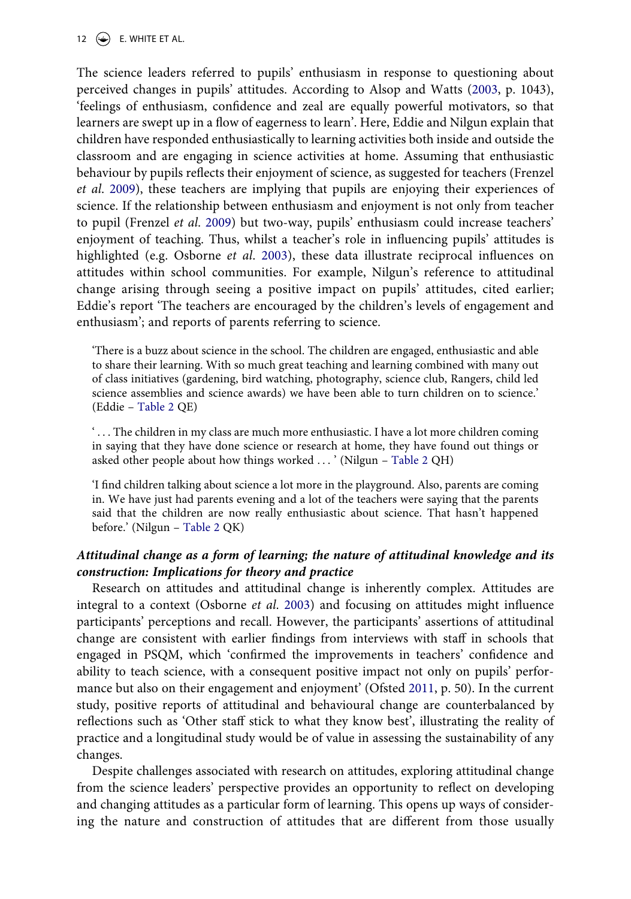The science leaders referred to pupils' enthusiasm in response to questioning about perceived changes in pupils' attitudes. According to Alsop and Watts (2003, p. 1043), 'feelings of enthusiasm, confidence and zeal are equally powerful motivators, so that learners are swept up in a flow of eagerness to learn'. Here, Eddie and Nilgun explain that children have responded enthusiastically to learning activities both inside and outside the classroom and are engaging in science activities at home. Assuming that enthusiastic behaviour by pupils reflects their enjoyment of science, as suggested for teachers (Frenzel *et al*. 2009), these teachers are implying that pupils are enjoying their experiences of science. If the relationship between enthusiasm and enjoyment is not only from teacher to pupil (Frenzel *et al*. 2009) but two-way, pupils' enthusiasm could increase teachers' enjoyment of teaching. Thus, whilst a teacher's role in influencing pupils' attitudes is highlighted (e.g. Osborne *et al*. 2003), these data illustrate reciprocal influences on attitudes within school communities. For example, Nilgun's reference to attitudinal change arising through seeing a positive impact on pupils' attitudes, cited earlier; Eddie's report 'The teachers are encouraged by the children's levels of engagement and enthusiasm'; and reports of parents referring to science.

> 'There is a buzz about science in the school. The children are engaged, enthusiastic and able to share their learning. With so much great teaching and learning combined with many out of class initiatives (gardening, bird watching, photography, science club, Rangers, child led science assemblies and science awards) we have been able to turn children on to science.' (Eddie – Table 2 QE)

> ' . . . The children in my class are much more enthusiastic. I have a lot more children coming in saying that they have done science or research at home, they have found out things or asked other people about how things worked . . . ' (Nilgun – Table 2 QH)

> 'I find children talking about science a lot more in the playground. Also, parents are coming in. We have just had parents evening and a lot of the teachers were saying that the parents said that the children are now really enthusiastic about science. That hasn't happened before.' (Nilgun – Table 2 QK)

### *Attitudinal change as a form of learning; the nature of attitudinal knowledge and its construction: Implications for theory and practice*

Research on attitudes and attitudinal change is inherently complex. Attitudes are integral to a context (Osborne *et al*. 2003) and focusing on attitudes might influence participants' perceptions and recall. However, the participants' assertions of attitudinal change are consistent with earlier findings from interviews with staff in schools that engaged in PSQM, which 'confirmed the improvements in teachers' confidence and ability to teach science, with a consequent positive impact not only on pupils' performance but also on their engagement and enjoyment' (Ofsted 2011, p. 50). In the current study, positive reports of attitudinal and behavioural change are counterbalanced by reflections such as 'Other staff stick to what they know best', illustrating the reality of practice and a longitudinal study would be of value in assessing the sustainability of any changes.

Despite challenges associated with research on attitudes, exploring attitudinal change from the science leaders' perspective provides an opportunity to reflect on developing and changing attitudes as a particular form of learning. This opens up ways of considering the nature and construction of attitudes that are different from those usually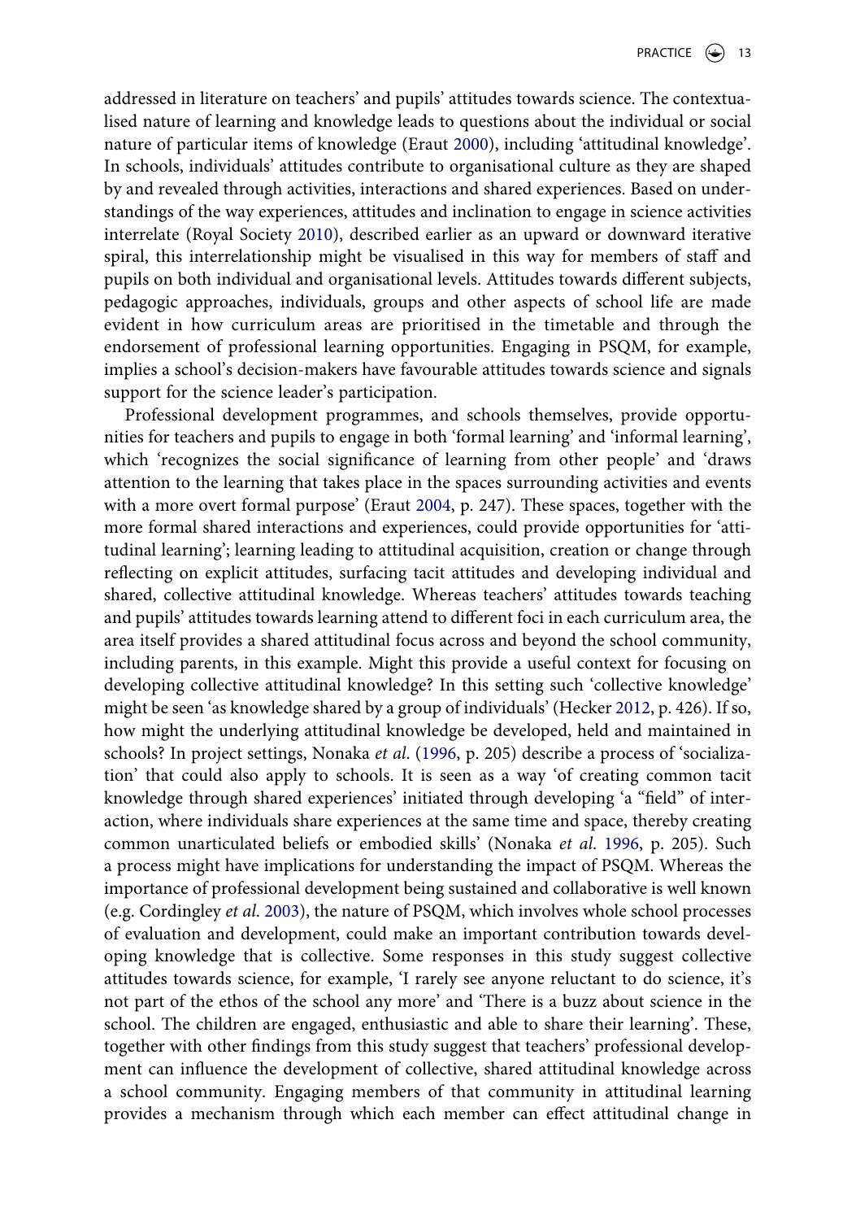addressed in literature on teachers' and pupils' attitudes towards science. The contextualised nature of learning and knowledge leads to questions about the individual or social nature of particular items of knowledge (Eraut 2000), including 'attitudinal knowledge'. In schools, individuals' attitudes contribute to organisational culture as they are shaped by and revealed through activities, interactions and shared experiences. Based on understandings of the way experiences, attitudes and inclination to engage in science activities interrelate (Royal Society 2010), described earlier as an upward or downward iterative spiral, this interrelationship might be visualised in this way for members of staff and pupils on both individual and organisational levels. Attitudes towards different subjects, pedagogic approaches, individuals, groups and other aspects of school life are made evident in how curriculum areas are prioritised in the timetable and through the endorsement of professional learning opportunities. Engaging in PSQM, for example, implies a school's decision-makers have favourable attitudes towards science and signals support for the science leader's participation.

Professional development programmes, and schools themselves, provide opportunities for teachers and pupils to engage in both 'formal learning' and 'informal learning', which 'recognizes the social significance of learning from other people' and 'draws attention to the learning that takes place in the spaces surrounding activities and events with a more overt formal purpose' (Eraut 2004, p. 247). These spaces, together with the more formal shared interactions and experiences, could provide opportunities for 'attitudinal learning'; learning leading to attitudinal acquisition, creation or change through reflecting on explicit attitudes, surfacing tacit attitudes and developing individual and shared, collective attitudinal knowledge. Whereas teachers' attitudes towards teaching and pupils' attitudes towards learning attend to different foci in each curriculum area, the area itself provides a shared attitudinal focus across and beyond the school community, including parents, in this example. Might this provide a useful context for focusing on developing collective attitudinal knowledge? In this setting such 'collective knowledge' might be seen 'as knowledge shared by a group of individuals' (Hecker 2012, p. 426). If so, how might the underlying attitudinal knowledge be developed, held and maintained in schools? In project settings, Nonaka *et al.* (1996, p. 205) describe a process of 'socialization' that could also apply to schools. It is seen as a way 'of creating common tacit knowledge through shared experiences' initiated through developing 'a "field" of interaction, where individuals share experiences at the same time and space, thereby creating common unarticulated beliefs or embodied skills' (Nonaka *et al.* 1996, p. 205). Such a process might have implications for understanding the impact of PSQM. Whereas the importance of professional development being sustained and collaborative is well known (e.g. Cordingley *et al.* 2003), the nature of PSQM, which involves whole school processes of evaluation and development, could make an important contribution towards developing knowledge that is collective. Some responses in this study suggest collective attitudes towards science, for example, 'I rarely see anyone reluctant to do science, it's not part of the ethos of the school any more' and 'There is a buzz about science in the school. The children are engaged, enthusiastic and able to share their learning'. These, together with other findings from this study suggest that teachers' professional development can influence the development of collective, shared attitudinal knowledge across a school community. Engaging members of that community in attitudinal learning provides a mechanism through which each member can effect attitudinal change in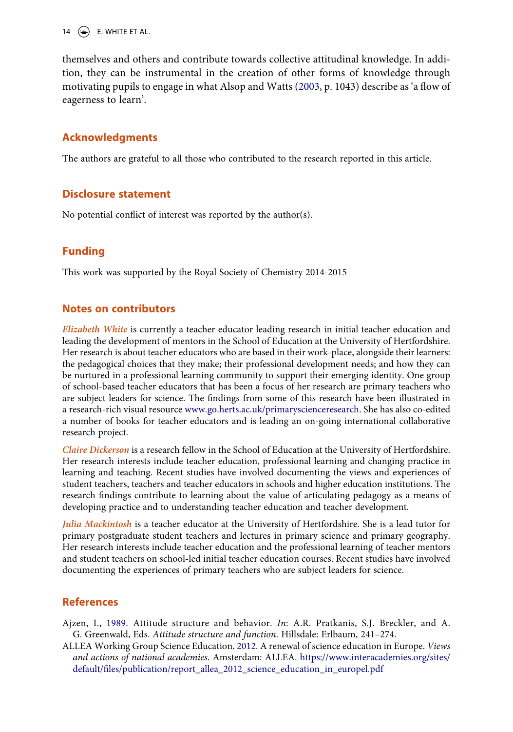themselves and others and contribute towards collective attitudinal knowledge. In addition, they can be instrumental in the creation of other forms of knowledge through motivating pupils to engage in what Alsop and Watts (2003, p. 1043) describe as 'a flow of eagerness to learn'.

## Acknowledgments

The authors are grateful to all those who contributed to the research reported in this article.

## Disclosure statement

No potential conflict of interest was reported by the author(s).

## Funding

This work was supported by the Royal Society of Chemistry 2014-2015

## Notes on contributors

*Elizabeth White* is currently a teacher educator leading research in initial teacher education and leading the development of mentors in the School of Education at the University of Hertfordshire. Her research is about teacher educators who are based in their work-place, alongside their learners: the pedagogical choices that they make; their professional development needs; and how they can be nurtured in a professional learning community to support their emerging identity. One group of school-based teacher educators that has been a focus of her research are primary teachers who are subject leaders for science. The findings from some of this research have been illustrated in a research-rich visual resource www.go.herts.ac.uk/primaryscienceresearch. She has also co-edited a number of books for teacher educators and is leading an on-going international collaborative research project.

*Claire Dickerson* is a research fellow in the School of Education at the University of Hertfordshire. Her research interests include teacher education, professional learning and changing practice in learning and teaching. Recent studies have involved documenting the views and experiences of student teachers, teachers and teacher educators in schools and higher education institutions. The research findings contribute to learning about the value of articulating pedagogy as a means of developing practice and to understanding teacher education and teacher development.

*Julia Mackintosh* is a teacher educator at the University of Hertfordshire. She is a lead tutor for primary postgraduate student teachers and lectures in primary science and primary geography. Her research interests include teacher education and the professional learning of teacher mentors and student teachers on school-led initial teacher education courses. Recent studies have involved documenting the experiences of primary teachers who are subject leaders for science.

## References

Ajzen, I., 1989. Attitude structure and behavior. *In*: A.R. Pratkanis, S.J. Breckler, and A. G. Greenwald, Eds. *Attitude structure and function*. Hillsdale: Erlbaum, 241–274.

ALLEA Working Group Science Education. 2012. A renewal of science education in Europe. *Views and actions of national academies*. Amsterdam: ALLEA. https://www.interacademies.org/sites/default/files/publication/report_allea_2012_science_education_in_europel.pdf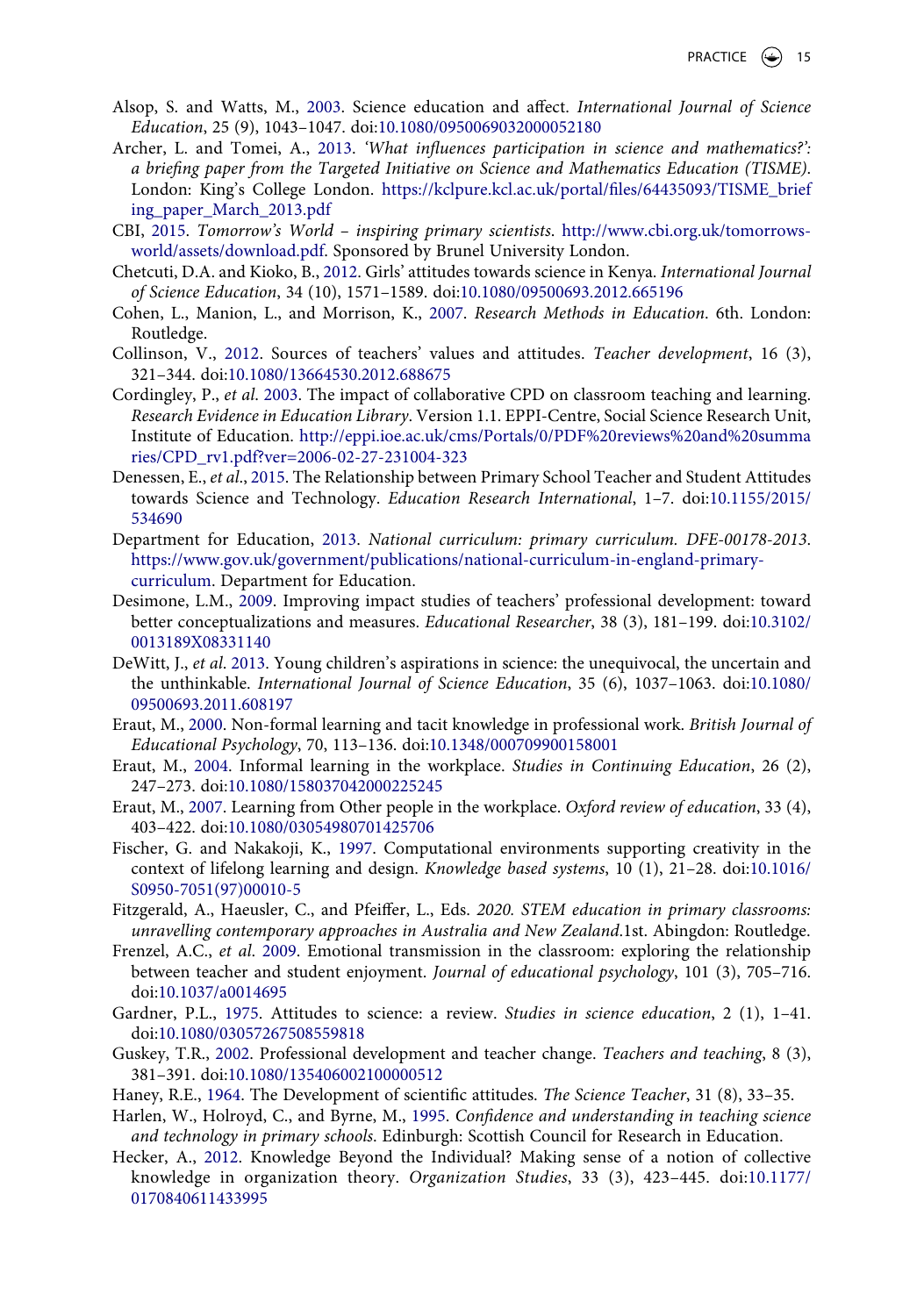Alsop, S. and Watts, M., 2003. Science education and affect. *International Journal of Science Education*, 25 (9), 1043–1047. doi:10.1080/0950069032000052180

Archer, L. and Tomei, A., 2013. *'What influences participation in science and mathematics?': a briefing paper from the Targeted Initiative on Science and Mathematics Education (TISME)*. London: King's College London. https://kclpure.kcl.ac.uk/portal/files/64435093/TISME_briefing_paper_March_2013.pdf

CBI, 2015. *Tomorrow's World – inspiring primary scientists*. http://www.cbi.org.uk/tomorrows-world/assets/download.pdf. Sponsored by Brunel University London.

Chetcuti, D.A. and Kioko, B., 2012. Girls' attitudes towards science in Kenya. *International Journal of Science Education*, 34 (10), 1571–1589. doi:10.1080/09500693.2012.665196

Cohen, L., Manion, L., and Morrison, K., 2007. *Research Methods in Education*. 6th. London: Routledge.

Collinson, V., 2012. Sources of teachers' values and attitudes. *Teacher development*, 16 (3), 321–344. doi:10.1080/13664530.2012.688675

Cordingley, P., *et al*. 2003. The impact of collaborative CPD on classroom teaching and learning. *Research Evidence in Education Library*. Version 1.1. EPPI-Centre, Social Science Research Unit, Institute of Education. http://eppi.ioe.ac.uk/cms/Portals/0/PDF%20reviews%20and%20summaries/CPD_rv1.pdf?ver=2006-02-27-231004-323

Denessen, E., *et al*., 2015. The Relationship between Primary School Teacher and Student Attitudes towards Science and Technology. *Education Research International*, 1–7. doi:10.1155/2015/534690

Department for Education, 2013. *National curriculum: primary curriculum. DFE-00178-2013*. https://www.gov.uk/government/publications/national-curriculum-in-england-primary-curriculum. Department for Education.

Desimone, L.M., 2009. Improving impact studies of teachers' professional development: toward better conceptualizations and measures. *Educational Researcher*, 38 (3), 181–199. doi:10.3102/0013189X08331140

DeWitt, J., *et al*. 2013. Young children's aspirations in science: the unequivocal, the uncertain and the unthinkable. *International Journal of Science Education*, 35 (6), 1037–1063. doi:10.1080/09500693.2011.608197

Eraut, M., 2000. Non-formal learning and tacit knowledge in professional work. *British Journal of Educational Psychology*, 70, 113–136. doi:10.1348/000709900158001

Eraut, M., 2004. Informal learning in the workplace. *Studies in Continuing Education*, 26 (2), 247–273. doi:10.1080/158037042000225245

Eraut, M., 2007. Learning from Other people in the workplace. *Oxford review of education*, 33 (4), 403–422. doi:10.1080/03054980701425706

Fischer, G. and Nakakoji, K., 1997. Computational environments supporting creativity in the context of lifelong learning and design. *Knowledge based systems*, 10 (1), 21–28. doi:10.1016/S0950-7051(97)00010-5

Fitzgerald, A., Haeusler, C., and Pfeiffer, L., Eds. *2020. STEM education in primary classrooms: unravelling contemporary approaches in Australia and New Zealand*.1st. Abingdon: Routledge.

Frenzel, A.C., *et al*. 2009. Emotional transmission in the classroom: exploring the relationship between teacher and student enjoyment. *Journal of educational psychology*, 101 (3), 705–716. doi:10.1037/a0014695

Gardner, P.L., 1975. Attitudes to science: a review. *Studies in science education*, 2 (1), 1–41. doi:10.1080/03057267508559818

Guskey, T.R., 2002. Professional development and teacher change. *Teachers and teaching*, 8 (3), 381–391. doi:10.1080/135406002100000512

Haney, R.E., 1964. The Development of scientific attitudes. *The Science Teacher*, 31 (8), 33–35.

Harlen, W., Holroyd, C., and Byrne, M., 1995. *Confidence and understanding in teaching science and technology in primary schools*. Edinburgh: Scottish Council for Research in Education.

Hecker, A., 2012. Knowledge Beyond the Individual? Making sense of a notion of collective knowledge in organization theory. *Organization Studies*, 33 (3), 423–445. doi:10.1177/0170840611433995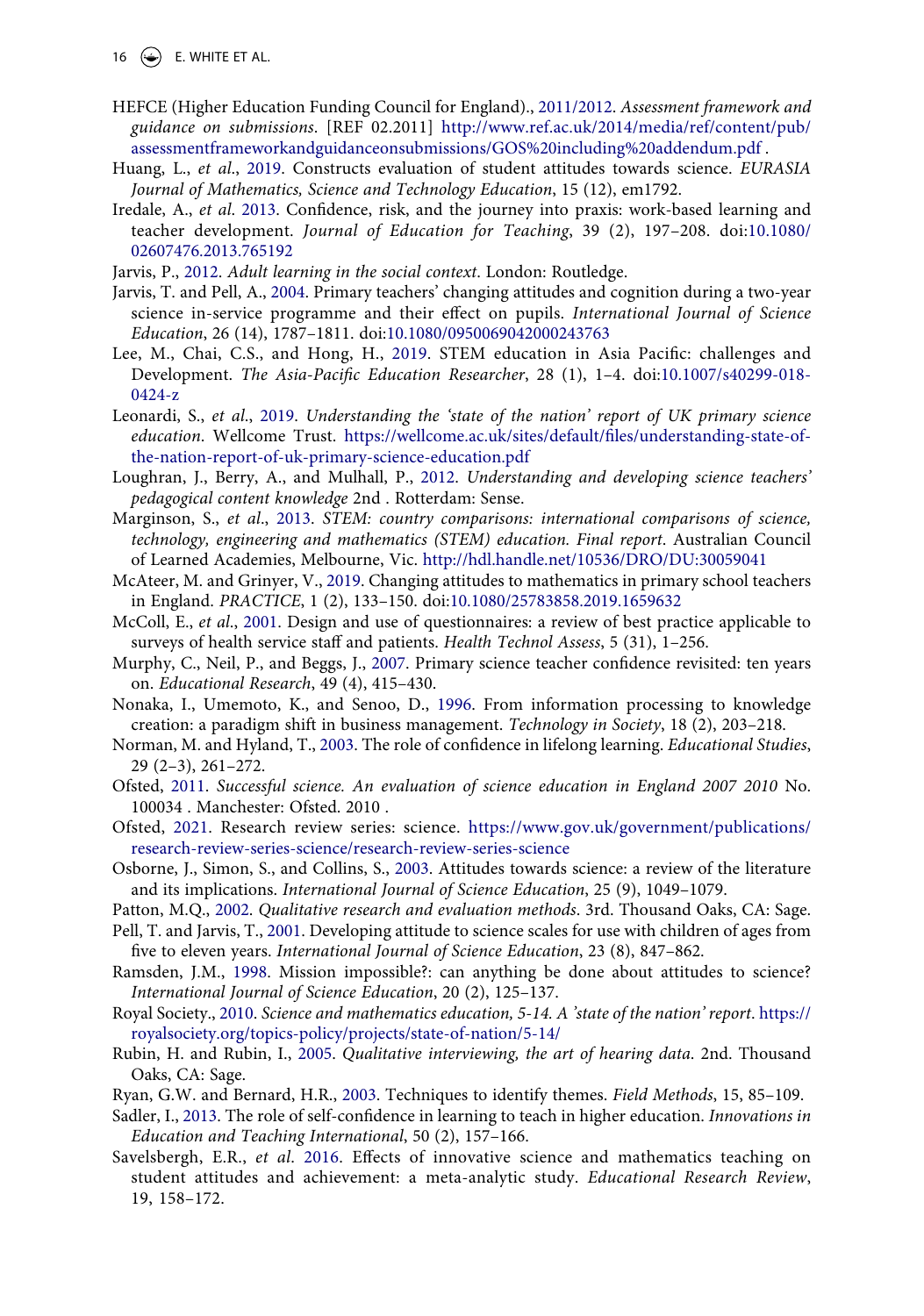HEFCE (Higher Education Funding Council for England)., 2011/2012. *Assessment framework and guidance on submissions*. [REF 02.2011] http://www.ref.ac.uk/2014/media/ref/content/pub/assessmentframeworkandguidanceonsubmissions/GOS%20including%20addendum.pdf .

Huang, L., *et al*., 2019. Constructs evaluation of student attitudes towards science. *EURASIA Journal of Mathematics, Science and Technology Education*, 15 (12), em1792.

Iredale, A., *et al*. 2013. Confidence, risk, and the journey into praxis: work-based learning and teacher development. *Journal of Education for Teaching*, 39 (2), 197–208. doi:10.1080/02607476.2013.765192

Jarvis, P., 2012. *Adult learning in the social context*. London: Routledge.

Jarvis, T. and Pell, A., 2004. Primary teachers' changing attitudes and cognition during a two-year science in-service programme and their effect on pupils. *International Journal of Science Education*, 26 (14), 1787–1811. doi:10.1080/0950069042000243763

Lee, M., Chai, C.S., and Hong, H., 2019. STEM education in Asia Pacific: challenges and Development. *The Asia-Pacific Education Researcher*, 28 (1), 1–4. doi:10.1007/s40299-018-0424-z

Leonardi, S., *et al*., 2019. *Understanding the 'state of the nation' report of UK primary science education*. Wellcome Trust. https://wellcome.ac.uk/sites/default/files/understanding-state-of-the-nation-report-of-uk-primary-science-education.pdf

Loughran, J., Berry, A., and Mulhall, P., 2012. *Understanding and developing science teachers' pedagogical content knowledge* 2nd . Rotterdam: Sense.

Marginson, S., *et al*., 2013. *STEM: country comparisons: international comparisons of science, technology, engineering and mathematics (STEM) education. Final report*. Australian Council of Learned Academies, Melbourne, Vic. http://hdl.handle.net/10536/DRO/DU:30059041

McAteer, M. and Grinyer, V., 2019. Changing attitudes to mathematics in primary school teachers in England. *PRACTICE*, 1 (2), 133–150. doi:10.1080/25783858.2019.1659632

McColl, E., *et al*., 2001. Design and use of questionnaires: a review of best practice applicable to surveys of health service staff and patients. *Health Technol Assess*, 5 (31), 1–256.

Murphy, C., Neil, P., and Beggs, J., 2007. Primary science teacher confidence revisited: ten years on. *Educational Research*, 49 (4), 415–430.

Nonaka, I., Umemoto, K., and Senoo, D., 1996. From information processing to knowledge creation: a paradigm shift in business management. *Technology in Society*, 18 (2), 203–218.

Norman, M. and Hyland, T., 2003. The role of confidence in lifelong learning. *Educational Studies*, 29 (2–3), 261–272.

Ofsted, 2011. *Successful science. An evaluation of science education in England 2007 2010* No. 100034 . Manchester: Ofsted. 2010 .

Ofsted, 2021. Research review series: science. https://www.gov.uk/government/publications/research-review-series-science/research-review-series-science

Osborne, J., Simon, S., and Collins, S., 2003. Attitudes towards science: a review of the literature and its implications. *International Journal of Science Education*, 25 (9), 1049–1079.

Patton, M.Q., 2002. *Qualitative research and evaluation methods*. 3rd. Thousand Oaks, CA: Sage.

Pell, T. and Jarvis, T., 2001. Developing attitude to science scales for use with children of ages from five to eleven years. *International Journal of Science Education*, 23 (8), 847–862.

Ramsden, J.M., 1998. Mission impossible?: can anything be done about attitudes to science? *International Journal of Science Education*, 20 (2), 125–137.

Royal Society., 2010. *Science and mathematics education, 5-14. A 'state of the nation' report*. https://royalsociety.org/topics-policy/projects/state-of-nation/5-14/

Rubin, H. and Rubin, I., 2005. *Qualitative interviewing, the art of hearing data*. 2nd. Thousand Oaks, CA: Sage.

Ryan, G.W. and Bernard, H.R., 2003. Techniques to identify themes. *Field Methods*, 15, 85–109.

Sadler, I., 2013. The role of self-confidence in learning to teach in higher education. *Innovations in Education and Teaching International*, 50 (2), 157–166.

Savelsbergh, E.R., *et al*. 2016. Effects of innovative science and mathematics teaching on student attitudes and achievement: a meta-analytic study. *Educational Research Review*, 19, 158–172.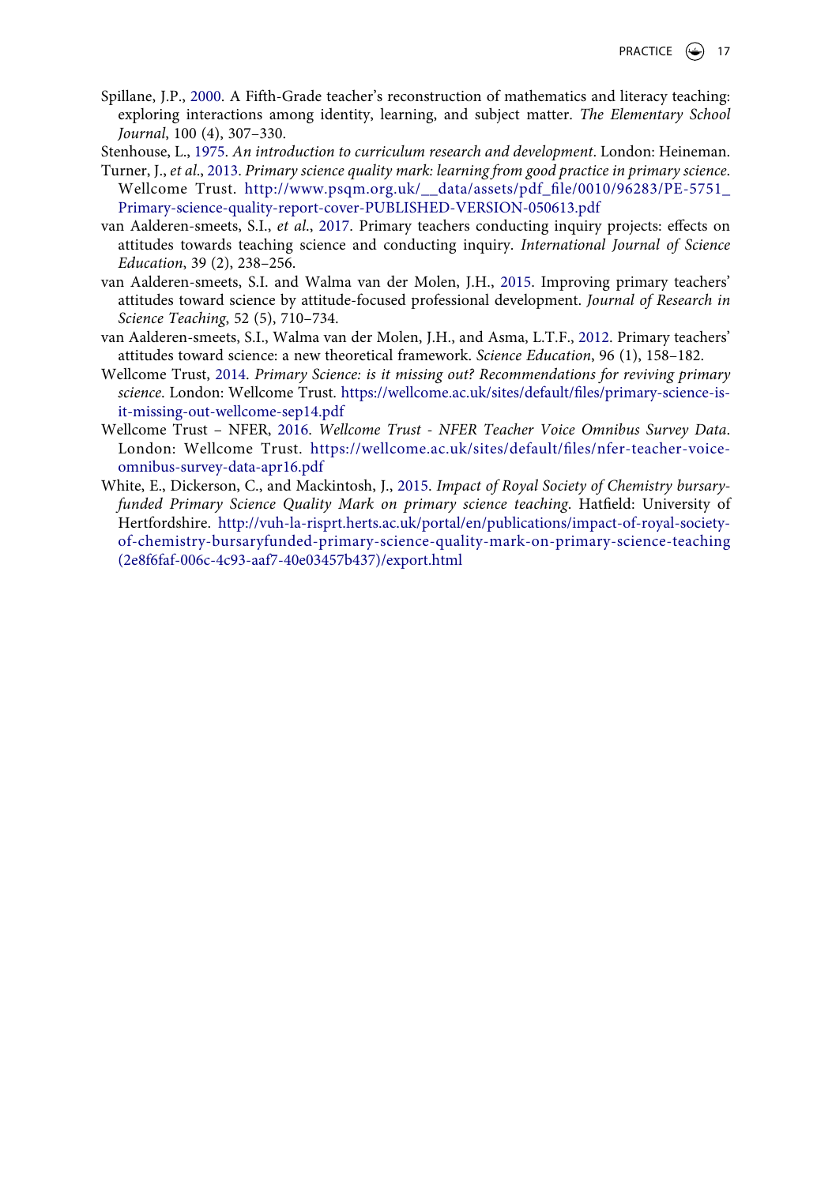Spillane, J.P., 2000. A Fifth-Grade teacher's reconstruction of mathematics and literacy teaching: exploring interactions among identity, learning, and subject matter. *The Elementary School Journal*, 100 (4), 307–330.

Stenhouse, L., 1975. *An introduction to curriculum research and development*. London: Heineman.

Turner, J., *et al*., 2013. *Primary science quality mark: learning from good practice in primary science*. Wellcome Trust. http://www.psqm.org.uk/__data/assets/pdf_file/0010/96283/PE-5751_Primary-science-quality-report-cover-PUBLISHED-VERSION-050613.pdf

van Aalderen-smeets, S.I., *et al*., 2017. Primary teachers conducting inquiry projects: effects on attitudes towards teaching science and conducting inquiry. *International Journal of Science Education*, 39 (2), 238–256.

van Aalderen-smeets, S.I. and Walma van der Molen, J.H., 2015. Improving primary teachers' attitudes toward science by attitude-focused professional development. *Journal of Research in Science Teaching*, 52 (5), 710–734.

van Aalderen-smeets, S.I., Walma van der Molen, J.H., and Asma, L.T.F., 2012. Primary teachers' attitudes toward science: a new theoretical framework. *Science Education*, 96 (1), 158–182.

Wellcome Trust, 2014. *Primary Science: is it missing out? Recommendations for reviving primary science*. London: Wellcome Trust. https://wellcome.ac.uk/sites/default/files/primary-science-is-it-missing-out-wellcome-sep14.pdf

Wellcome Trust – NFER, 2016. *Wellcome Trust - NFER Teacher Voice Omnibus Survey Data*. London: Wellcome Trust. https://wellcome.ac.uk/sites/default/files/nfer-teacher-voice-omnibus-survey-data-apr16.pdf

White, E., Dickerson, C., and Mackintosh, J., 2015. *Impact of Royal Society of Chemistry bursary-funded Primary Science Quality Mark on primary science teaching*. Hatfield: University of Hertfordshire. http://vuh-la-risprt.herts.ac.uk/portal/en/publications/impact-of-royal-society-of-chemistry-bursaryfunded-primary-science-quality-mark-on-primary-science-teaching(2e8f6faf-006c-4c93-aaf7-40e03457b437)/export.html